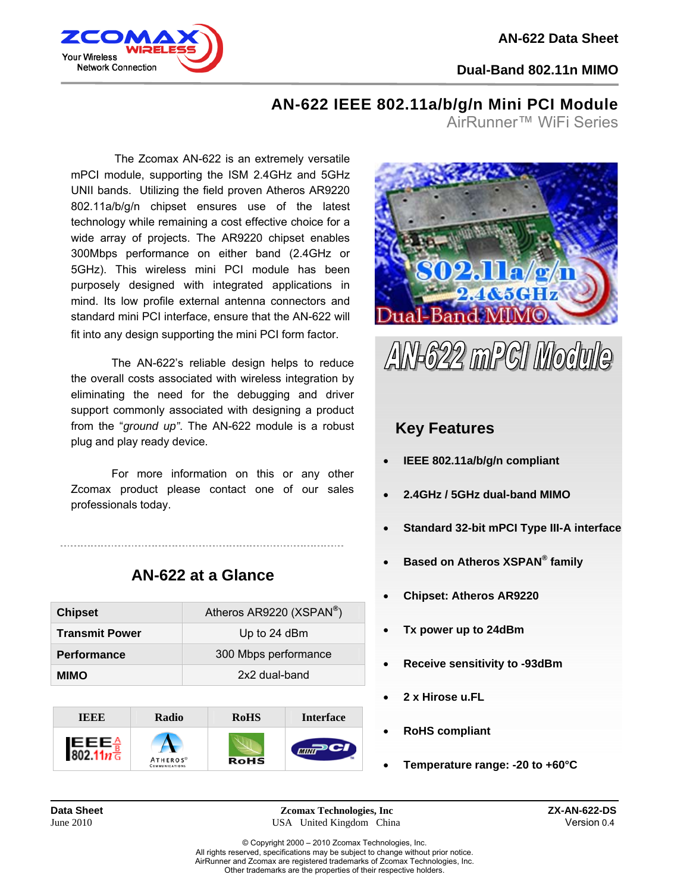# AN-622 IEEE 802.11a/b/g/n Mini PCI Module

AirRunner™ WiFi Series

The Zcomax AN-622 is an extremely versatile mPCI module, supporting the ISM 2.4GHz and 5GHz UNII bands. Utilizing the field proven Atheros AR9220 802.11a/b/g/n chipset ensures use of the latest technology while remaining a cost effective choice for a wide array of projects. The AR9220 chipset enables 300Mbps performance on either band (2.4GHz or 5GHz). This wireless mini PCI module has been purposely designed with integrated applications in mind. Its low profile external antenna connectors and standard mini PCI interface, ensure that the AN-622 will fit into any design supporting the mini PCI form factor.

The AN-622's reliable design helps to reduce the overall costs associated with wireless integration by eliminating the need for the debugging and driver support commonly associated with designing a product from the *"ground up"*. The AN-622 module is a robust plug and play ready device.

For more information on this or any other Zcomax product please contact one of our sales professionals today.

## AN-622 at a Glance

| | |
|---|---|
| **Chipset** | Atheros AR9220 (XSPAN®) |
| **Transmit Power** | Up to 24 dBm |
| **Performance** | 300 Mbps performance |
| **MIMO** | 2x2 dual-band |

| IEEE | Radio | RoHS | Interface |
|---|---|---|---|
| IEEE 802.11n | ATHEROS | RoHS | MINI PCI |

## AN-622 mPCI Module

### Key Features

- **IEEE 802.11a/b/g/n compliant**
- **2.4GHz / 5GHz dual-band MIMO**
- **Standard 32-bit mPCI Type III-A interface**
- **Based on Atheros XSPAN® family**
- **Chipset: Atheros AR9220**
- **Tx power up to 24dBm**
- **Receive sensitivity to -93dBm**
- **2 x Hirose u.FL**
- **RoHS compliant**
- **Temperature range: -20 to +60°C**

**Data Sheet**
June 2010

**Zcomax Technologies, Inc**
USA United Kingdom China

**ZX-AN-622-DS**
Version 0.4

© Copyright 2000 – 2010 Zcomax Technologies, Inc.
All rights reserved, specifications may be subject to change without prior notice.
AirRunner and Zcomax are registered trademarks of Zcomax Technologies, Inc.
Other trademarks are the properties of their respective holders.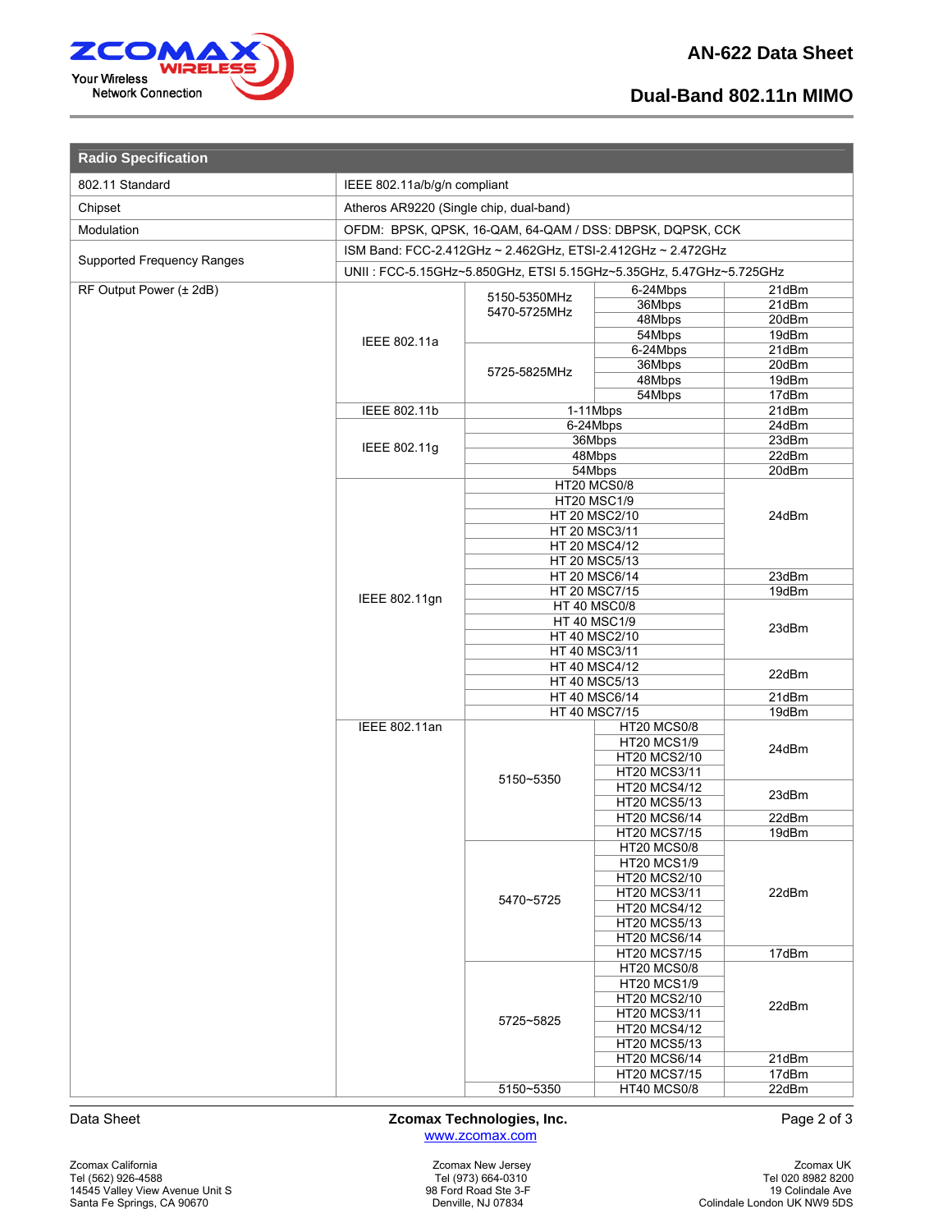## Radio Specification

| | | | | |
|---|---|---|---|---|
| 802.11 Standard | IEEE 802.11a/b/g/n compliant | | | |
| Chipset | Atheros AR9220 (Single chip, dual-band) | | | |
| Modulation | OFDM: BPSK, QPSK, 16-QAM, 64-QAM / DSS: DBPSK, DQPSK, CCK | | | |
| Supported Frequency Ranges | ISM Band: FCC-2.412GHz ~ 2.462GHz, ETSI-2.412GHz ~ 2.472GHz | | | |
| | UNII : FCC-5.15GHz~5.850GHz, ETSI 5.15GHz~5.35GHz, 5.47GHz~5.725GHz | | | |
| RF Output Power (± 2dB) | IEEE 802.11a | 5150-5350MHz 5470-5725MHz | 6-24Mbps | 21dBm |
| | | | 36Mbps | 21dBm |
| | | | 48Mbps | 20dBm |
| | | | 54Mbps | 19dBm |
| | | 5725-5825MHz | 6-24Mbps | 21dBm |
| | | | 36Mbps | 20dBm |
| | | | 48Mbps | 19dBm |
| | | | 54Mbps | 17dBm |
| | IEEE 802.11b | 1-11Mbps | | 21dBm |
| | IEEE 802.11g | 6-24Mbps | | 24dBm |
| | | 36Mbps | | 23dBm |
| | | 48Mbps | | 22dBm |
| | | 54Mbps | | 20dBm |
| | IEEE 802.11gn | HT20 MCS0/8 | | 24dBm |
| | | HT20 MSC1/9 | | |
| | | HT 20 MSC2/10 | | |
| | | HT 20 MSC3/11 | | |
| | | HT 20 MSC4/12 | | |
| | | HT 20 MSC5/13 | | |
| | | HT 20 MSC6/14 | | 23dBm |
| | | HT 20 MSC7/15 | | 19dBm |
| | | HT 40 MSC0/8 | | 23dBm |
| | | HT 40 MSC1/9 | | |
| | | HT 40 MSC2/10 | | |
| | | HT 40 MSC3/11 | | |
| | | HT 40 MSC4/12 | | 22dBm |
| | | HT 40 MSC5/13 | | |
| | | HT 40 MSC6/14 | | 21dBm |
| | | HT 40 MSC7/15 | | 19dBm |
| | IEEE 802.11an | 5150~5350 | HT20 MCS0/8 | 24dBm |
| | | | HT20 MCS1/9 | |
| | | | HT20 MCS2/10 | |
| | | | HT20 MCS3/11 | |
| | | | HT20 MCS4/12 | 23dBm |
| | | | HT20 MCS5/13 | |
| | | | HT20 MCS6/14 | 22dBm |
| | | | HT20 MCS7/15 | 19dBm |
| | | 5470~5725 | HT20 MCS0/8 | 22dBm |
| | | | HT20 MCS1/9 | |
| | | | HT20 MCS2/10 | |
| | | | HT20 MCS3/11 | |
| | | | HT20 MCS4/12 | |
| | | | HT20 MCS5/13 | |
| | | | HT20 MCS6/14 | |
| | | | HT20 MCS7/15 | 17dBm |
| | | 5725~5825 | HT20 MCS0/8 | 22dBm |
| | | | HT20 MCS1/9 | |
| | | | HT20 MCS2/10 | |
| | | | HT20 MCS3/11 | |
| | | | HT20 MCS4/12 | |
| | | | HT20 MCS5/13 | |
| | | | HT20 MCS6/14 | 21dBm |
| | | | HT20 MCS7/15 | 17dBm |
| | | 5150~5350 | HT40 MCS0/8 | 22dBm |

Zcomax California
Tel (562) 926-4588
14545 Valley View Avenue Unit S
Santa Fe Springs, CA 90670

Zcomax New Jersey
Tel (973) 664-0310
98 Ford Road Ste 3-F
Denville, NJ 07834

Zcomax UK
Tel 020 8982 8200
19 Colindale Ave
Colindale London UK NW9 5DS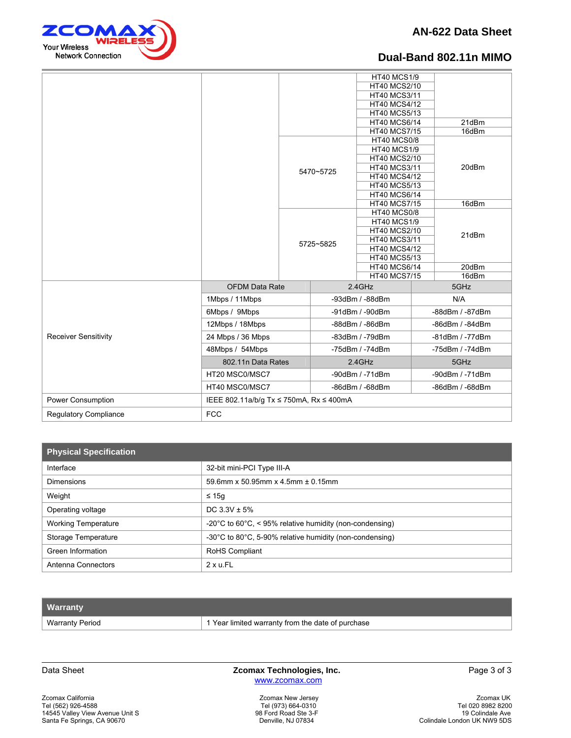| | | | | |
|---|---|---|---|---|
| | | | HT40 MCS1/9 | |
| | | | HT40 MCS2/10 | |
| | | | HT40 MCS3/11 | |
| | | | HT40 MCS4/12 | |
| | | | HT40 MCS5/13 | |
| | | | HT40 MCS6/14 | 21dBm |
| | | | HT40 MCS7/15 | 16dBm |
| | | 5470~5725 | HT40 MCS0/8 | 20dBm |
| | | | HT40 MCS1/9 | |
| | | | HT40 MCS2/10 | |
| | | | HT40 MCS3/11 | |
| | | | HT40 MCS4/12 | |
| | | | HT40 MCS5/13 | |
| | | | HT40 MCS6/14 | |
| | | | HT40 MCS7/15 | 16dBm |
| | | 5725~5825 | HT40 MCS0/8 | 21dBm |
| | | | HT40 MCS1/9 | |
| | | | HT40 MCS2/10 | |
| | | | HT40 MCS3/11 | |
| | | | HT40 MCS4/12 | |
| | | | HT40 MCS5/13 | |
| | | | HT40 MCS6/14 | 20dBm |
| | | | HT40 MCS7/15 | 16dBm |

| | | | |
|---|---|---|---|
| Receiver Sensitivity | OFDM Data Rate | 2.4GHz | 5GHz |
| | 1Mbps / 11Mbps | -93dBm / -88dBm | N/A |
| | 6Mbps / 9Mbps | -91dBm / -90dBm | -88dBm / -87dBm |
| | 12Mbps / 18Mbps | -88dBm / -86dBm | -86dBm / -84dBm |
| | 24 Mbps / 36 Mbps | -83dBm / -79dBm | -81dBm / -77dBm |
| | 48Mbps / 54Mbps | -75dBm / -74dBm | -75dBm / -74dBm |
| | 802.11n Data Rates | 2.4GHz | 5GHz |
| | HT20 MSC0/MSC7 | -90dBm / -71dBm | -90dBm / -71dBm |
| | HT40 MSC0/MSC7 | -86dBm / -68dBm | -86dBm / -68dBm |
| Power Consumption | IEEE 802.11a/b/g Tx ≤ 750mA, Rx ≤ 400mA | | |
| Regulatory Compliance | FCC | | |

| Physical Specification | |
|---|---|
| Interface | 32-bit mini-PCI Type III-A |
| Dimensions | 59.6mm x 50.95mm x 4.5mm ± 0.15mm |
| Weight | ≤ 15g |
| Operating voltage | DC 3.3V ± 5% |
| Working Temperature | -20°C to 60°C, < 95% relative humidity (non-condensing) |
| Storage Temperature | -30°C to 80°C, 5-90% relative humidity (non-condensing) |
| Green Information | RoHS Compliant |
| Antenna Connectors | 2 x u.FL |

| Warranty | |
|---|---|
| Warranty Period | 1 Year limited warranty from the date of purchase |

Data Sheet

**Zcomax Technologies, Inc.**
www.zcomax.com

Zcomax California
Tel (562) 926-4588
14545 Valley View Avenue Unit S
Santa Fe Springs, CA 90670

Zcomax New Jersey
Tel (973) 664-0310
98 Ford Road Ste 3-F
Denville, NJ 07834

Zcomax UK
Tel 020 8982 8200
19 Colindale Ave
Colindale London UK NW9 5DS